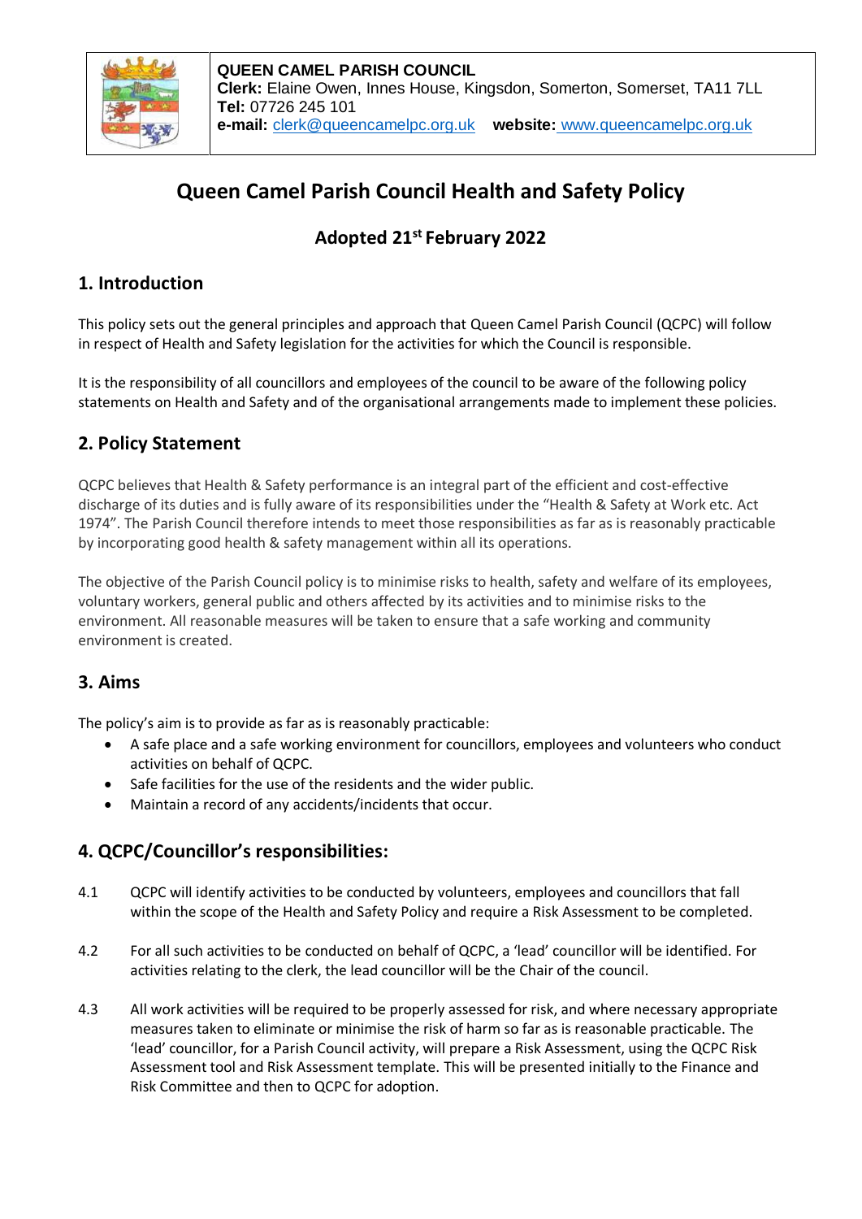**QUEEN CAMEL PARISH COUNCIL**
**Clerk:** Elaine Owen, Innes House, Kingsdon, Somerton, Somerset, TA11 7LL
**Tel:** 07726 245 101
**e-mail:** clerk@queencamelpc.org.uk **website:** www.queencamelpc.org.uk

# Queen Camel Parish Council Health and Safety Policy

## Adopted 21st February 2022

## 1. Introduction

This policy sets out the general principles and approach that Queen Camel Parish Council (QCPC) will follow in respect of Health and Safety legislation for the activities for which the Council is responsible.

It is the responsibility of all councillors and employees of the council to be aware of the following policy statements on Health and Safety and of the organisational arrangements made to implement these policies.

## 2. Policy Statement

QCPC believes that Health & Safety performance is an integral part of the efficient and cost-effective discharge of its duties and is fully aware of its responsibilities under the "Health & Safety at Work etc. Act 1974". The Parish Council therefore intends to meet those responsibilities as far as is reasonably practicable by incorporating good health & safety management within all its operations.

The objective of the Parish Council policy is to minimise risks to health, safety and welfare of its employees, voluntary workers, general public and others affected by its activities and to minimise risks to the environment. All reasonable measures will be taken to ensure that a safe working and community environment is created.

## 3. Aims

The policy's aim is to provide as far as is reasonably practicable:

- A safe place and a safe working environment for councillors, employees and volunteers who conduct activities on behalf of QCPC.
- Safe facilities for the use of the residents and the wider public.
- Maintain a record of any accidents/incidents that occur.

## 4. QCPC/Councillor's responsibilities:

4.1 QCPC will identify activities to be conducted by volunteers, employees and councillors that fall within the scope of the Health and Safety Policy and require a Risk Assessment to be completed.

4.2 For all such activities to be conducted on behalf of QCPC, a 'lead' councillor will be identified. For activities relating to the clerk, the lead councillor will be the Chair of the council.

4.3 All work activities will be required to be properly assessed for risk, and where necessary appropriate measures taken to eliminate or minimise the risk of harm so far as is reasonable practicable. The 'lead' councillor, for a Parish Council activity, will prepare a Risk Assessment, using the QCPC Risk Assessment tool and Risk Assessment template. This will be presented initially to the Finance and Risk Committee and then to QCPC for adoption.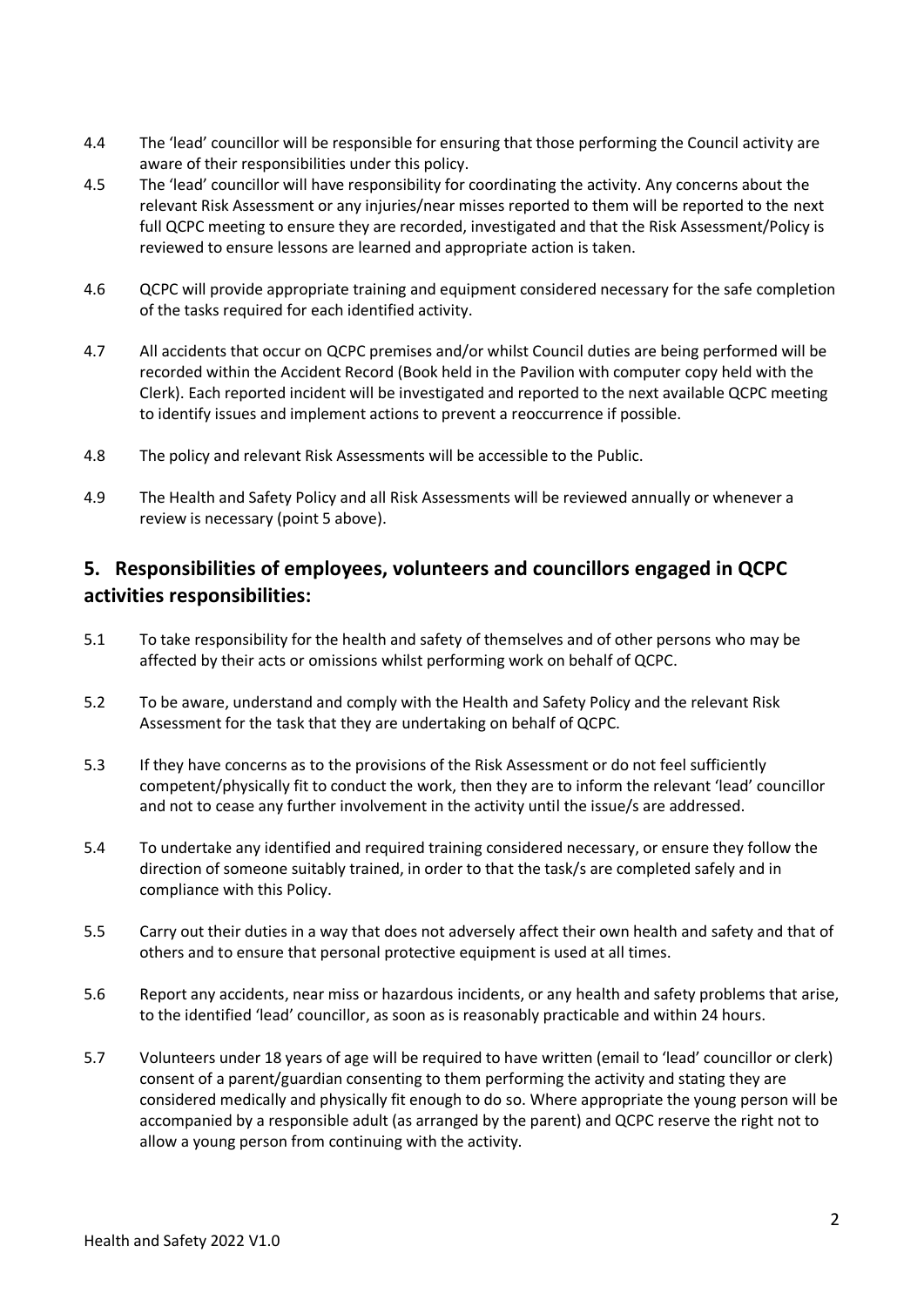4.4 The 'lead' councillor will be responsible for ensuring that those performing the Council activity are aware of their responsibilities under this policy.

4.5 The 'lead' councillor will have responsibility for coordinating the activity. Any concerns about the relevant Risk Assessment or any injuries/near misses reported to them will be reported to the next full QCPC meeting to ensure they are recorded, investigated and that the Risk Assessment/Policy is reviewed to ensure lessons are learned and appropriate action is taken.

4.6 QCPC will provide appropriate training and equipment considered necessary for the safe completion of the tasks required for each identified activity.

4.7 All accidents that occur on QCPC premises and/or whilst Council duties are being performed will be recorded within the Accident Record (Book held in the Pavilion with computer copy held with the Clerk). Each reported incident will be investigated and reported to the next available QCPC meeting to identify issues and implement actions to prevent a reoccurrence if possible.

4.8 The policy and relevant Risk Assessments will be accessible to the Public.

4.9 The Health and Safety Policy and all Risk Assessments will be reviewed annually or whenever a review is necessary (point 5 above).

## 5. Responsibilities of employees, volunteers and councillors engaged in QCPC activities responsibilities:

5.1 To take responsibility for the health and safety of themselves and of other persons who may be affected by their acts or omissions whilst performing work on behalf of QCPC.

5.2 To be aware, understand and comply with the Health and Safety Policy and the relevant Risk Assessment for the task that they are undertaking on behalf of QCPC.

5.3 If they have concerns as to the provisions of the Risk Assessment or do not feel sufficiently competent/physically fit to conduct the work, then they are to inform the relevant 'lead' councillor and not to cease any further involvement in the activity until the issue/s are addressed.

5.4 To undertake any identified and required training considered necessary, or ensure they follow the direction of someone suitably trained, in order to that the task/s are completed safely and in compliance with this Policy.

5.5 Carry out their duties in a way that does not adversely affect their own health and safety and that of others and to ensure that personal protective equipment is used at all times.

5.6 Report any accidents, near miss or hazardous incidents, or any health and safety problems that arise, to the identified 'lead' councillor, as soon as is reasonably practicable and within 24 hours.

5.7 Volunteers under 18 years of age will be required to have written (email to 'lead' councillor or clerk) consent of a parent/guardian consenting to them performing the activity and stating they are considered medically and physically fit enough to do so. Where appropriate the young person will be accompanied by a responsible adult (as arranged by the parent) and QCPC reserve the right not to allow a young person from continuing with the activity.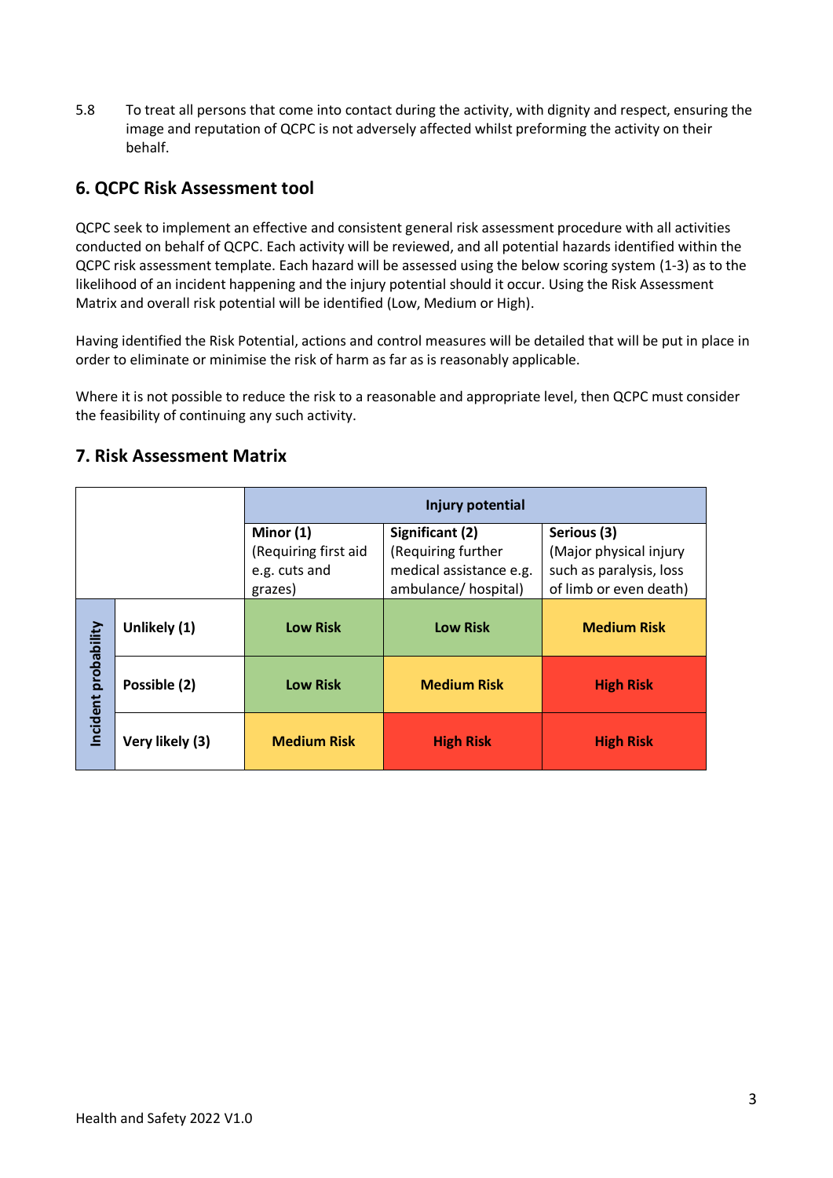5.8 To treat all persons that come into contact during the activity, with dignity and respect, ensuring the image and reputation of QCPC is not adversely affected whilst preforming the activity on their behalf.

## 6. QCPC Risk Assessment tool

QCPC seek to implement an effective and consistent general risk assessment procedure with all activities conducted on behalf of QCPC. Each activity will be reviewed, and all potential hazards identified within the QCPC risk assessment template. Each hazard will be assessed using the below scoring system (1-3) as to the likelihood of an incident happening and the injury potential should it occur. Using the Risk Assessment Matrix and overall risk potential will be identified (Low, Medium or High).

Having identified the Risk Potential, actions and control measures will be detailed that will be put in place in order to eliminate or minimise the risk of harm as far as is reasonably applicable.

Where it is not possible to reduce the risk to a reasonable and appropriate level, then QCPC must consider the feasibility of continuing any such activity.

## 7. Risk Assessment Matrix

| | | Injury potential | | |
|---|---|---|---|---|
| | | **Minor (1)** (Requiring first aid e.g. cuts and grazes) | **Significant (2)** (Requiring further medical assistance e.g. ambulance/ hospital) | **Serious (3)** (Major physical injury such as paralysis, loss of limb or even death) |
| **Incident probability** | **Unlikely (1)** | **Low Risk** | **Low Risk** | **Medium Risk** |
| | **Possible (2)** | **Low Risk** | **Medium Risk** | **High Risk** |
| | **Very likely (3)** | **Medium Risk** | **High Risk** | **High Risk** |

Health and Safety 2022 V1.0